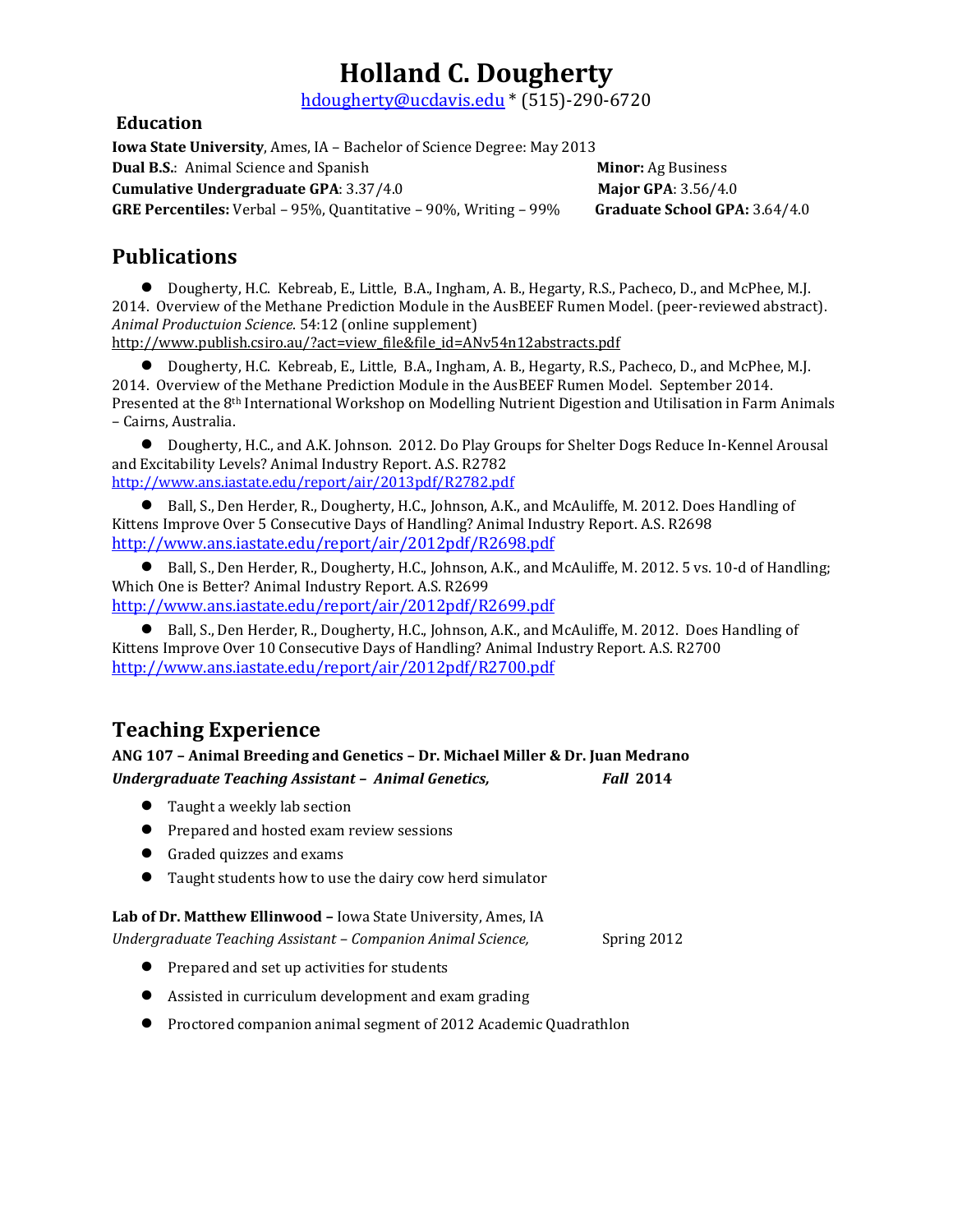# Holland C. Dougherty

hdougherty@ucdavis.edu * (515)-290-6720

## Education

**Iowa State University**, Ames, IA – Bachelor of Science Degree: May 2013

**Dual B.S.**: Animal Science and Spanish  **Minor:** Ag Business

**Cumulative Undergraduate GPA**: 3.37/4.0  **Major GPA**: 3.56/4.0

**GRE Percentiles:** Verbal – 95%, Quantitative – 90%, Writing – 99%  **Graduate School GPA:** 3.64/4.0

## Publications

- Dougherty, H.C. Kebreab, E., Little, B.A., Ingham, A. B., Hegarty, R.S., Pacheco, D., and McPhee, M.J. 2014. Overview of the Methane Prediction Module in the AusBEEF Rumen Model. (peer-reviewed abstract). *Animal Productuion Science.* 54:12 (online supplement) http://www.publish.csiro.au/?act=view_file&file_id=ANv54n12abstracts.pdf

- Dougherty, H.C. Kebreab, E., Little, B.A., Ingham, A. B., Hegarty, R.S., Pacheco, D., and McPhee, M.J. 2014. Overview of the Methane Prediction Module in the AusBEEF Rumen Model. September 2014. Presented at the 8th International Workshop on Modelling Nutrient Digestion and Utilisation in Farm Animals – Cairns, Australia.

- Dougherty, H.C., and A.K. Johnson. 2012. Do Play Groups for Shelter Dogs Reduce In-Kennel Arousal and Excitability Levels? Animal Industry Report. A.S. R2782 http://www.ans.iastate.edu/report/air/2013pdf/R2782.pdf

- Ball, S., Den Herder, R., Dougherty, H.C., Johnson, A.K., and McAuliffe, M. 2012. Does Handling of Kittens Improve Over 5 Consecutive Days of Handling? Animal Industry Report. A.S. R2698 http://www.ans.iastate.edu/report/air/2012pdf/R2698.pdf

- Ball, S., Den Herder, R., Dougherty, H.C., Johnson, A.K., and McAuliffe, M. 2012. 5 vs. 10-d of Handling; Which One is Better? Animal Industry Report. A.S. R2699 http://www.ans.iastate.edu/report/air/2012pdf/R2699.pdf

- Ball, S., Den Herder, R., Dougherty, H.C., Johnson, A.K., and McAuliffe, M. 2012. Does Handling of Kittens Improve Over 10 Consecutive Days of Handling? Animal Industry Report. A.S. R2700 http://www.ans.iastate.edu/report/air/2012pdf/R2700.pdf

## Teaching Experience

**ANG 107 – Animal Breeding and Genetics – Dr. Michael Miller & Dr. Juan Medrano**

***Undergraduate Teaching Assistant – Animal Genetics,*** ***Fall* 2014**

- Taught a weekly lab section
- Prepared and hosted exam review sessions
- Graded quizzes and exams
- Taught students how to use the dairy cow herd simulator

**Lab of Dr. Matthew Ellinwood –** Iowa State University, Ames, IA

*Undergraduate Teaching Assistant – Companion Animal Science,* Spring 2012

- Prepared and set up activities for students
- Assisted in curriculum development and exam grading
- Proctored companion animal segment of 2012 Academic Quadrathlon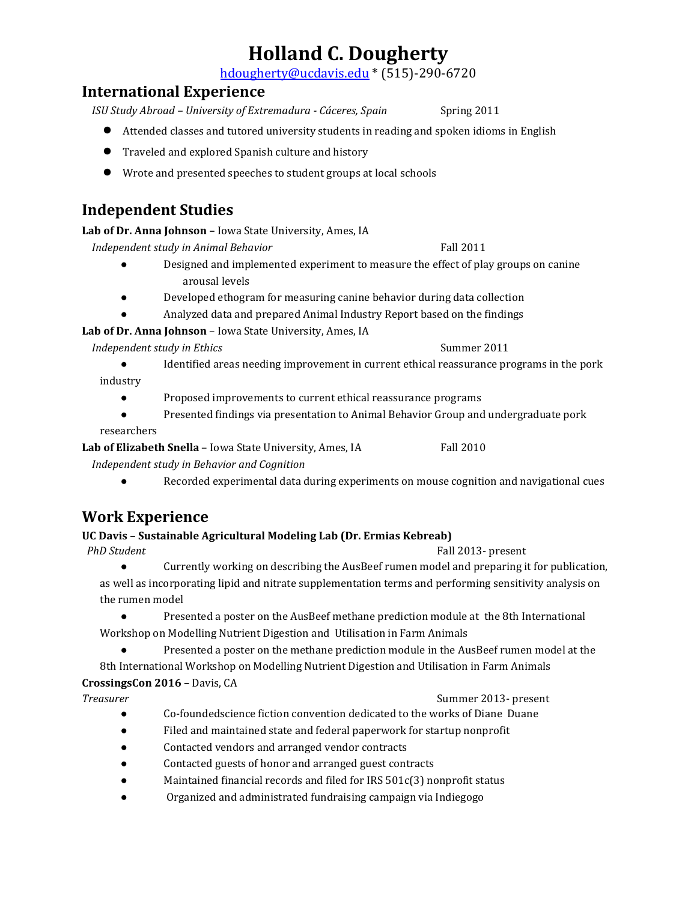# Holland C. Dougherty

hdougherty@ucdavis.edu * (515)-290-6720

## International Experience

*ISU Study Abroad – University of Extremadura - Cáceres, Spain* Spring 2011

- Attended classes and tutored university students in reading and spoken idioms in English
- Traveled and explored Spanish culture and history
- Wrote and presented speeches to student groups at local schools

## Independent Studies

**Lab of Dr. Anna Johnson –** Iowa State University, Ames, IA

*Independent study in Animal Behavior* Fall 2011

- Designed and implemented experiment to measure the effect of play groups on canine arousal levels
- Developed ethogram for measuring canine behavior during data collection
- Analyzed data and prepared Animal Industry Report based on the findings

**Lab of Dr. Anna Johnson** – Iowa State University, Ames, IA

*Independent study in Ethics* Summer 2011

- Identified areas needing improvement in current ethical reassurance programs in the pork industry
- Proposed improvements to current ethical reassurance programs
- Presented findings via presentation to Animal Behavior Group and undergraduate pork researchers

**Lab of Elizabeth Snella** – Iowa State University, Ames, IA Fall 2010

*Independent study in Behavior and Cognition*

- Recorded experimental data during experiments on mouse cognition and navigational cues

## Work Experience

**UC Davis – Sustainable Agricultural Modeling Lab (Dr. Ermias Kebreab)**

*PhD Student* Fall 2013- present

- Currently working on describing the AusBeef rumen model and preparing it for publication, as well as incorporating lipid and nitrate supplementation terms and performing sensitivity analysis on the rumen model
- Presented a poster on the AusBeef methane prediction module at the 8th International Workshop on Modelling Nutrient Digestion and Utilisation in Farm Animals
- Presented a poster on the methane prediction module in the AusBeef rumen model at the 8th International Workshop on Modelling Nutrient Digestion and Utilisation in Farm Animals

**CrossingsCon 2016 –** Davis, CA

***Treasurer*** Summer 2013- present

- Co-foundedscience fiction convention dedicated to the works of Diane Duane
- Filed and maintained state and federal paperwork for startup nonprofit
- Contacted vendors and arranged vendor contracts
- Contacted guests of honor and arranged guest contracts
- Maintained financial records and filed for IRS 501c(3) nonprofit status
- Organized and administrated fundraising campaign via Indiegogo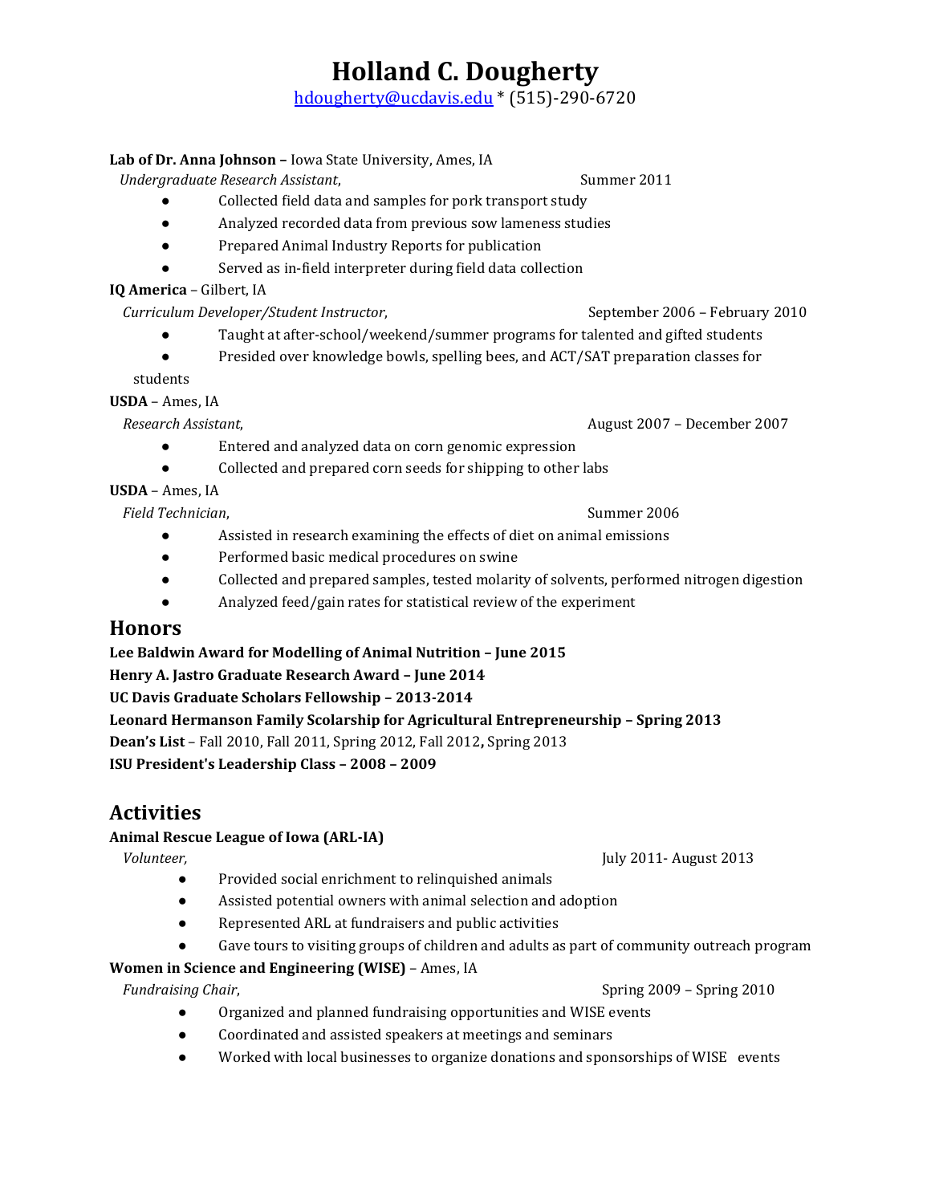# Holland C. Dougherty

hdougherty@ucdavis.edu * (515)-290-6720

**Lab of Dr. Anna Johnson –** Iowa State University, Ames, IA

*Undergraduate Research Assistant*, Summer 2011

- Collected field data and samples for pork transport study
- Analyzed recorded data from previous sow lameness studies
- Prepared Animal Industry Reports for publication
- Served as in-field interpreter during field data collection

**IQ America** – Gilbert, IA

*Curriculum Developer/Student Instructor*, September 2006 – February 2010

- Taught at after-school/weekend/summer programs for talented and gifted students
- Presided over knowledge bowls, spelling bees, and ACT/SAT preparation classes for students

**USDA** – Ames, IA

*Research Assistant*, August 2007 – December 2007

- Entered and analyzed data on corn genomic expression
- Collected and prepared corn seeds for shipping to other labs

**USDA** – Ames, IA

*Field Technician*, Summer 2006

- Assisted in research examining the effects of diet on animal emissions
- Performed basic medical procedures on swine
- Collected and prepared samples, tested molarity of solvents, performed nitrogen digestion
- Analyzed feed/gain rates for statistical review of the experiment

## Honors

**Lee Baldwin Award for Modelling of Animal Nutrition – June 2015**

**Henry A. Jastro Graduate Research Award – June 2014**

**UC Davis Graduate Scholars Fellowship – 2013-2014**

**Leonard Hermanson Family Scolarship for Agricultural Entrepreneurship – Spring 2013**

**Dean's List** – Fall 2010, Fall 2011, Spring 2012, Fall 2012**,** Spring 2013

**ISU President's Leadership Class – 2008 – 2009**

## Activities

**Animal Rescue League of Iowa (ARL-IA)**

*Volunteer,* July 2011- August 2013

- Provided social enrichment to relinquished animals
- Assisted potential owners with animal selection and adoption
- Represented ARL at fundraisers and public activities
- Gave tours to visiting groups of children and adults as part of community outreach program

**Women in Science and Engineering (WISE)** – Ames, IA

*Fundraising Chair*, Spring 2009 – Spring 2010

- Organized and planned fundraising opportunities and WISE events
- Coordinated and assisted speakers at meetings and seminars
- Worked with local businesses to organize donations and sponsorships of WISE events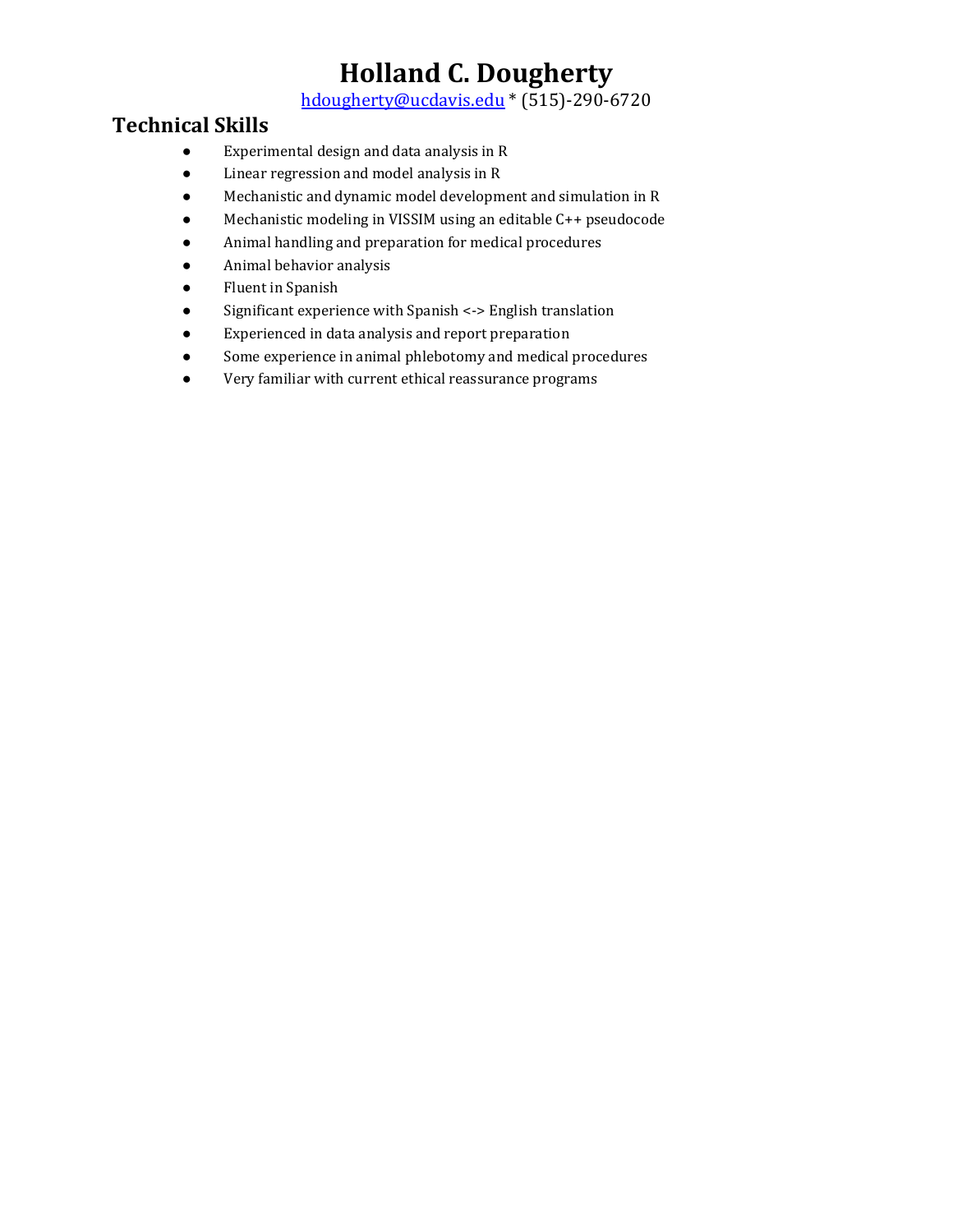# Holland C. Dougherty

hdougherty@ucdavis.edu * (515)-290-6720

## Technical Skills

- Experimental design and data analysis in R
- Linear regression and model analysis in R
- Mechanistic and dynamic model development and simulation in R
- Mechanistic modeling in VISSIM using an editable C++ pseudocode
- Animal handling and preparation for medical procedures
- Animal behavior analysis
- Fluent in Spanish
- Significant experience with Spanish <-> English translation
- Experienced in data analysis and report preparation
- Some experience in animal phlebotomy and medical procedures
- Very familiar with current ethical reassurance programs